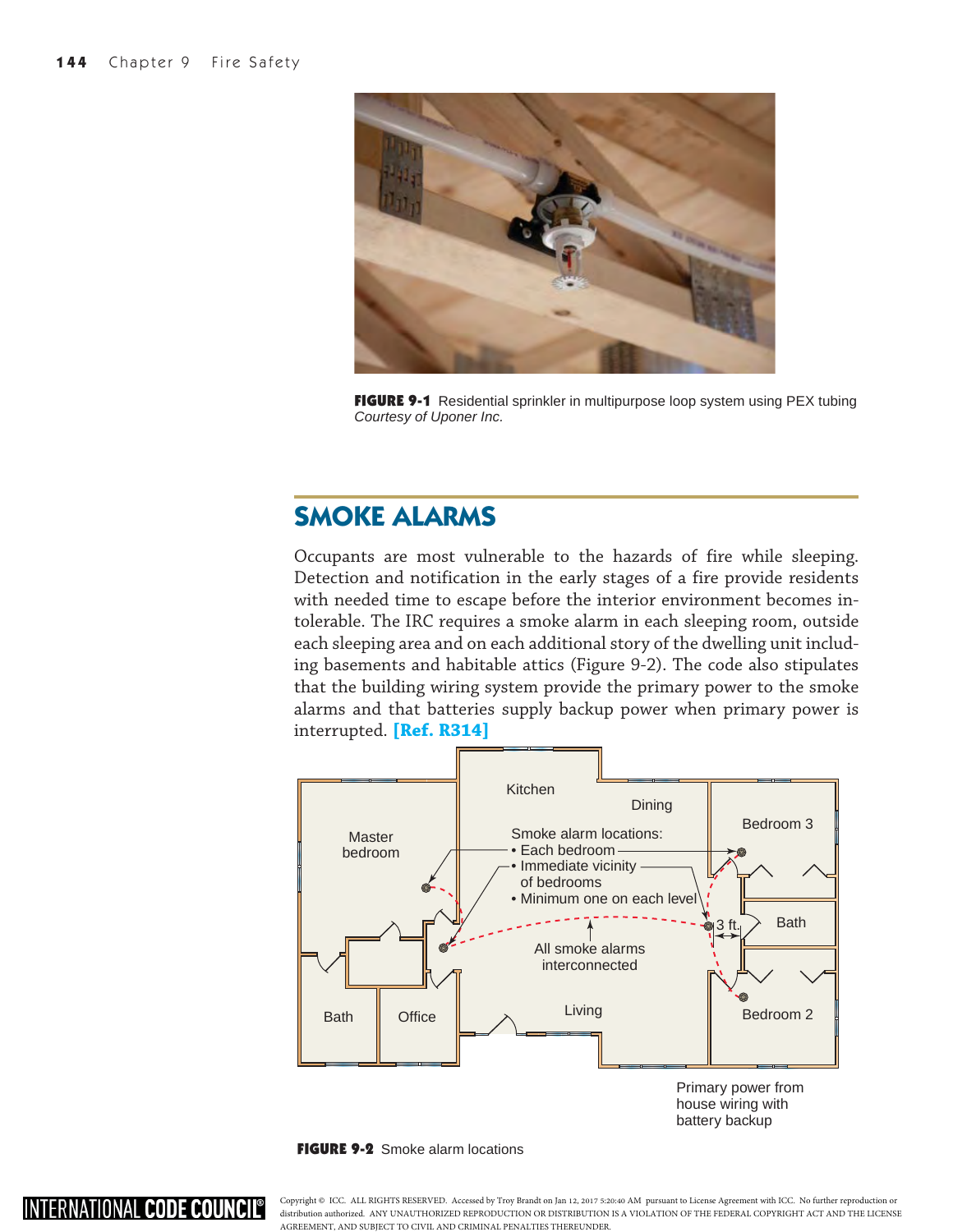**FIGURE 9-1** Residential sprinkler in multipurpose loop system using PEX tubing
*Courtesy of Uponor Inc.*

## SMOKE ALARMS

Occupants are most vulnerable to the hazards of fire while sleeping. Detection and notification in the early stages of a fire provide residents with needed time to escape before the interior environment becomes intolerable. The IRC requires a smoke alarm in each sleeping room, outside each sleeping area and on each additional story of the dwelling unit including basements and habitable attics (Figure 9-2). The code also stipulates that the building wiring system provide the primary power to the smoke alarms and that batteries supply backup power when primary power is interrupted. **[Ref. R314]**

Smoke alarm locations:
- Each bedroom
- Immediate vicinity of bedrooms
- Minimum one on each level

All smoke alarms interconnected

3 ft.

Primary power from house wiring with battery backup

**FIGURE 9-2** Smoke alarm locations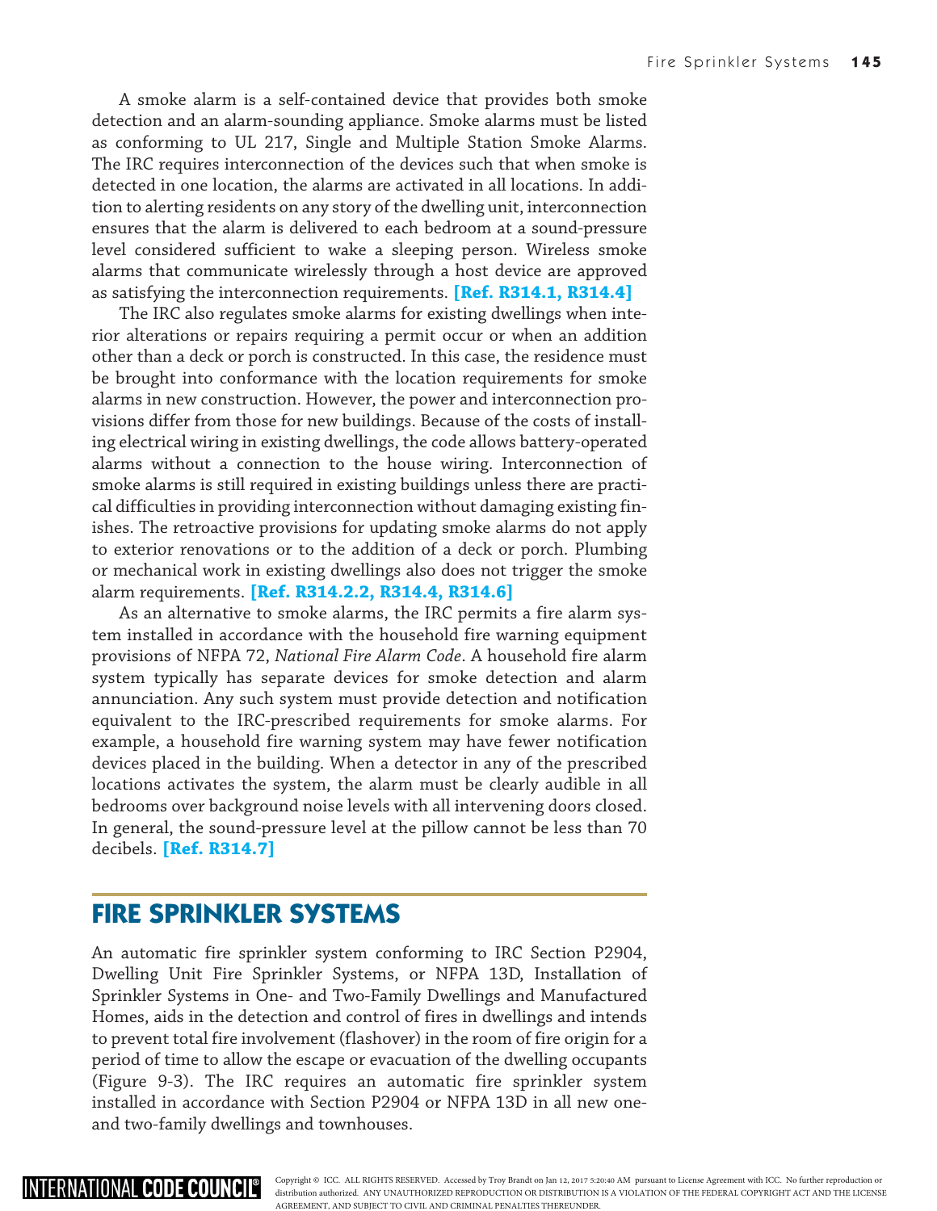A smoke alarm is a self-contained device that provides both smoke detection and an alarm-sounding appliance. Smoke alarms must be listed as conforming to UL 217, Single and Multiple Station Smoke Alarms. The IRC requires interconnection of the devices such that when smoke is detected in one location, the alarms are activated in all locations. In addition to alerting residents on any story of the dwelling unit, interconnection ensures that the alarm is delivered to each bedroom at a sound-pressure level considered sufficient to wake a sleeping person. Wireless smoke alarms that communicate wirelessly through a host device are approved as satisfying the interconnection requirements. **[Ref. R314.1, R314.4]**

The IRC also regulates smoke alarms for existing dwellings when interior alterations or repairs requiring a permit occur or when an addition other than a deck or porch is constructed. In this case, the residence must be brought into conformance with the location requirements for smoke alarms in new construction. However, the power and interconnection provisions differ from those for new buildings. Because of the costs of installing electrical wiring in existing dwellings, the code allows battery-operated alarms without a connection to the house wiring. Interconnection of smoke alarms is still required in existing buildings unless there are practical difficulties in providing interconnection without damaging existing finishes. The retroactive provisions for updating smoke alarms do not apply to exterior renovations or to the addition of a deck or porch. Plumbing or mechanical work in existing dwellings also does not trigger the smoke alarm requirements. **[Ref. R314.2.2, R314.4, R314.6]**

As an alternative to smoke alarms, the IRC permits a fire alarm system installed in accordance with the household fire warning equipment provisions of NFPA 72, *National Fire Alarm Code*. A household fire alarm system typically has separate devices for smoke detection and alarm annunciation. Any such system must provide detection and notification equivalent to the IRC-prescribed requirements for smoke alarms. For example, a household fire warning system may have fewer notification devices placed in the building. When a detector in any of the prescribed locations activates the system, the alarm must be clearly audible in all bedrooms over background noise levels with all intervening doors closed. In general, the sound-pressure level at the pillow cannot be less than 70 decibels. **[Ref. R314.7]**

## FIRE SPRINKLER SYSTEMS

An automatic fire sprinkler system conforming to IRC Section P2904, Dwelling Unit Fire Sprinkler Systems, or NFPA 13D, Installation of Sprinkler Systems in One- and Two-Family Dwellings and Manufactured Homes, aids in the detection and control of fires in dwellings and intends to prevent total fire involvement (flashover) in the room of fire origin for a period of time to allow the escape or evacuation of the dwelling occupants (Figure 9-3). The IRC requires an automatic fire sprinkler system installed in accordance with Section P2904 or NFPA 13D in all new one- and two-family dwellings and townhouses.